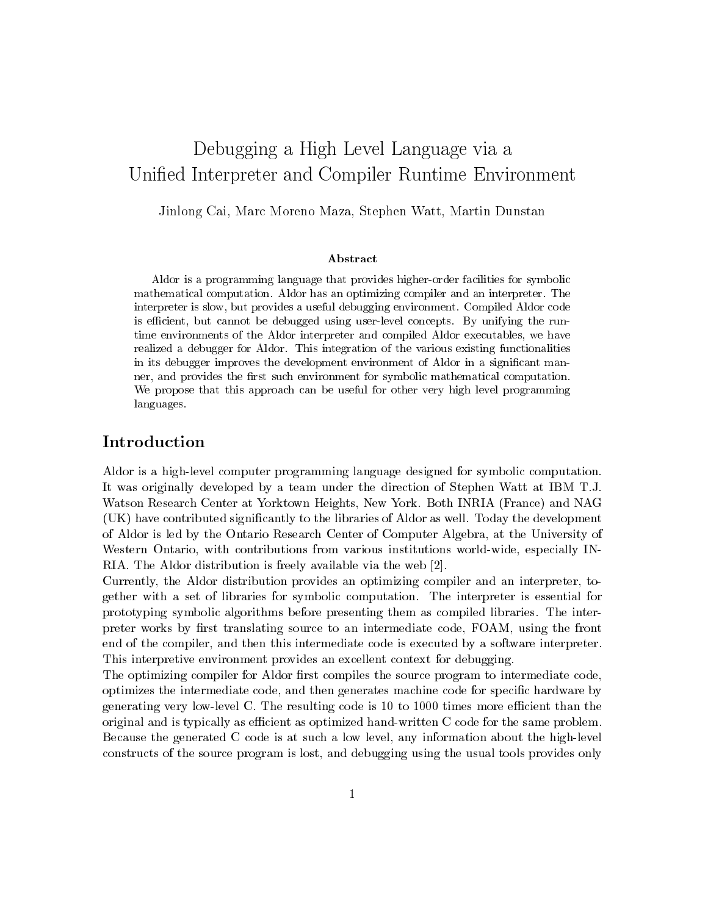# Debugging a High Level Language via a Unified Interpreter and Compiler Runtime Environment

Jinlong Cai, Marc Moreno Maza, Stephen Watt, Martin Dunstan

### Abstract

Aldor is a programming language that provides higher-order facilities for symbolic mathematical computation. Aldor has an optimizing compiler and an interpreter. The interpreter is slow, but provides a useful debugging environment. Compiled Aldor code is efficient, but cannot be debugged using user-level concepts. By unifying the run-time environments of the Aldor interpreter and compiled Aldor executables, we have realized a debugger for Aldor. This integration of the various existing functionalities in its debugger improves the development environment of Aldor in a significant manner, and provides the first such environment for symbolic mathematical computation. We propose that this approach can be useful for other very high level programming languages.

## Introduction

Aldor is a high-level computer programming language designed for symbolic computation. It was originally developed by a team under the direction of Stephen Watt at IBM T.J. Watson Research Center at Yorktown Heights, New York. Both INRIA (France) and NAG (UK) have contributed significantly to the libraries of Aldor as well. Today the development of Aldor is led by the Ontario Research Center of Computer Algebra, at the University of Western Ontario, with contributions from various institutions world-wide, especially INRIA. The Aldor distribution is freely available via the web [2].

Currently, the Aldor distribution provides an optimizing compiler and an interpreter, together with a set of libraries for symbolic computation. The interpreter is essential for prototyping symbolic algorithms before presenting them as compiled libraries. The interpreter works by first translating source to an intermediate code, FOAM, using the front end of the compiler, and then this intermediate code is executed by a software interpreter. This interpretive environment provides an excellent context for debugging.

The optimizing compiler for Aldor first compiles the source program to intermediate code, optimizes the intermediate code, and then generates machine code for specific hardware by generating very low-level C. The resulting code is 10 to 1000 times more efficient than the original and is typically as efficient as optimized hand-written C code for the same problem. Because the generated C code is at such a low level, any information about the high-level constructs of the source program is lost, and debugging using the usual tools provides only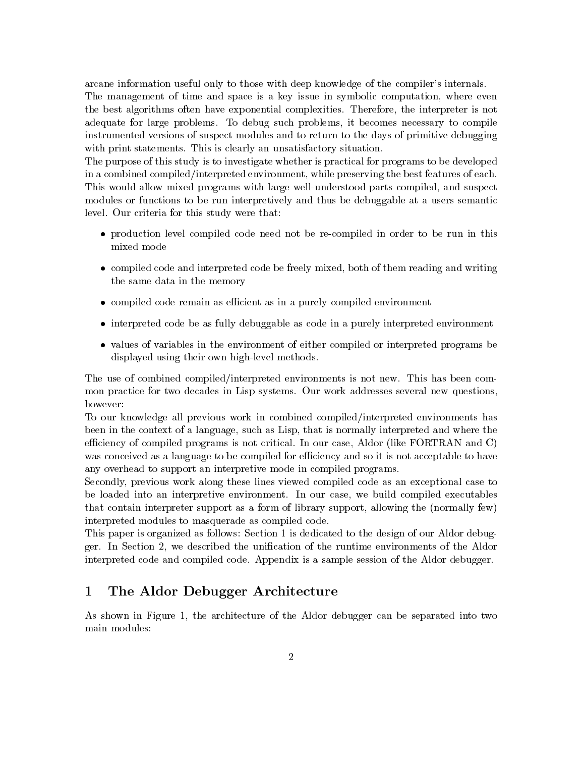arcane information useful only to those with deep knowledge of the compiler's internals.
The management of time and space is a key issue in symbolic computation, where even the best algorithms often have exponential complexities. Therefore, the interpreter is not adequate for large problems. To debug such problems, it becomes necessary to compile instrumented versions of suspect modules and to return to the days of primitive debugging with print statements. This is clearly an unsatisfactory situation.
The purpose of this study is to investigate whether is practical for programs to be developed in a combined compiled/interpreted environment, while preserving the best features of each. This would allow mixed programs with large well-understood parts compiled, and suspect modules or functions to be run interpretively and thus be debuggable at a users semantic level. Our criteria for this study were that:

- production level compiled code need not be re-compiled in order to be run in this mixed mode
- compiled code and interpreted code be freely mixed, both of them reading and writing the same data in the memory
- compiled code remain as efficient as in a purely compiled environment
- interpreted code be as fully debuggable as code in a purely interpreted environment
- values of variables in the environment of either compiled or interpreted programs be displayed using their own high-level methods.

The use of combined compiled/interpreted environments is not new. This has been common practice for two decades in Lisp systems. Our work addresses several new questions, however:
To our knowledge all previous work in combined compiled/interpreted environments has been in the context of a language, such as Lisp, that is normally interpreted and where the efficiency of compiled programs is not critical. In our case, Aldor (like FORTRAN and C) was conceived as a language to be compiled for efficiency and so it is not acceptable to have any overhead to support an interpretive mode in compiled programs.
Secondly, previous work along these lines viewed compiled code as an exceptional case to be loaded into an interpretive environment. In our case, we build compiled executables that contain interpreter support as a form of library support, allowing the (normally few) interpreted modules to masquerade as compiled code.
This paper is organized as follows: Section 1 is dedicated to the design of our Aldor debugger. In Section 2, we described the unification of the runtime environments of the Aldor interpreted code and compiled code. Appendix is a sample session of the Aldor debugger.

# 1 The Aldor Debugger Architecture

As shown in Figure 1, the architecture of the Aldor debugger can be separated into two main modules: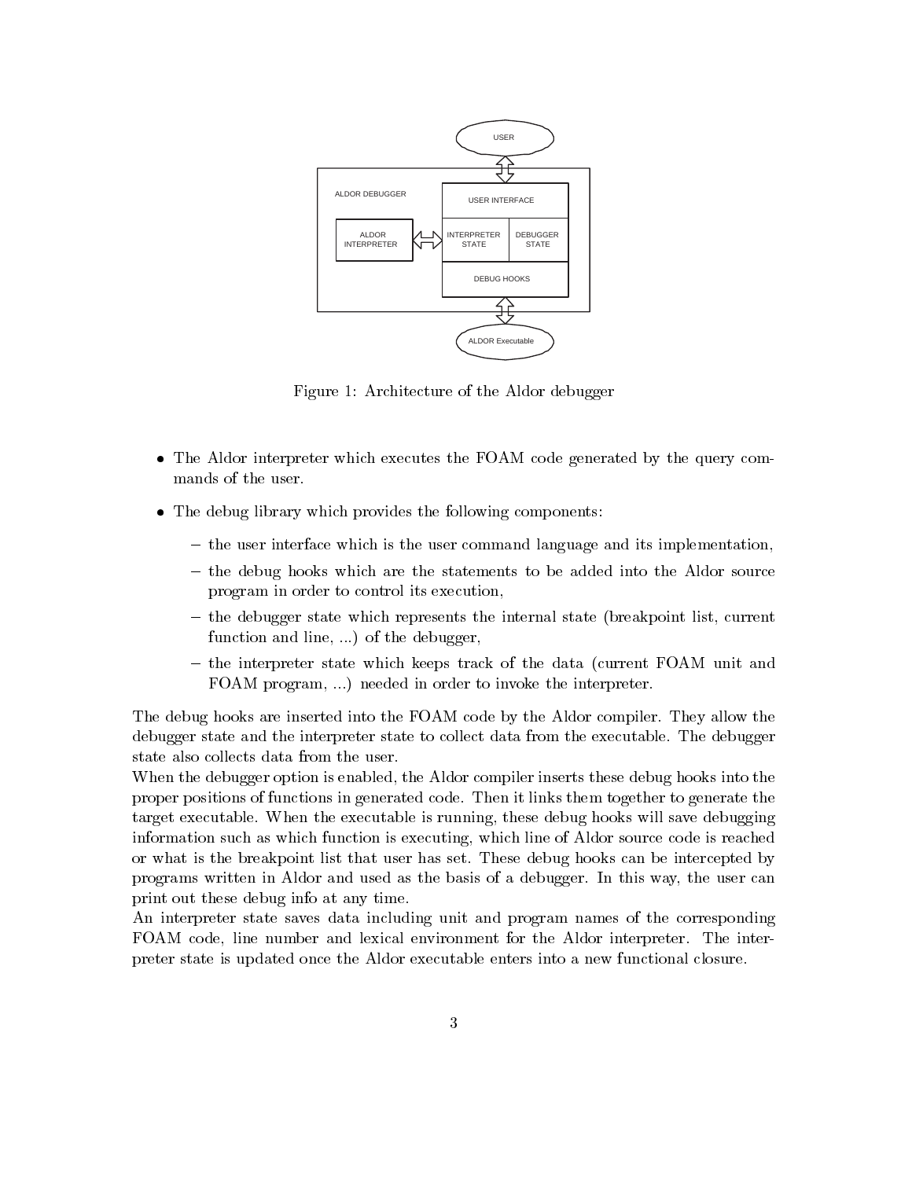Figure 1: Architecture of the Aldor debugger

- The Aldor interpreter which executes the FOAM code generated by the query commands of the user.
- The debug library which provides the following components:
  - the user interface which is the user command language and its implementation,
  - the debug hooks which are the statements to be added into the Aldor source program in order to control its execution,
  - the debugger state which represents the internal state (breakpoint list, current function and line, ...) of the debugger,
  - the interpreter state which keeps track of the data (current FOAM unit and FOAM program, ...) needed in order to invoke the interpreter.

The debug hooks are inserted into the FOAM code by the Aldor compiler. They allow the debugger state and the interpreter state to collect data from the executable. The debugger state also collects data from the user.

When the debugger option is enabled, the Aldor compiler inserts these debug hooks into the proper positions of functions in generated code. Then it links them together to generate the target executable. When the executable is running, these debug hooks will save debugging information such as which function is executing, which line of Aldor source code is reached or what is the breakpoint list that user has set. These debug hooks can be intercepted by programs written in Aldor and used as the basis of a debugger. In this way, the user can print out these debug info at any time.

An interpreter state saves data including unit and program names of the corresponding FOAM code, line number and lexical environment for the Aldor interpreter. The interpreter state is updated once the Aldor executable enters into a new functional closure.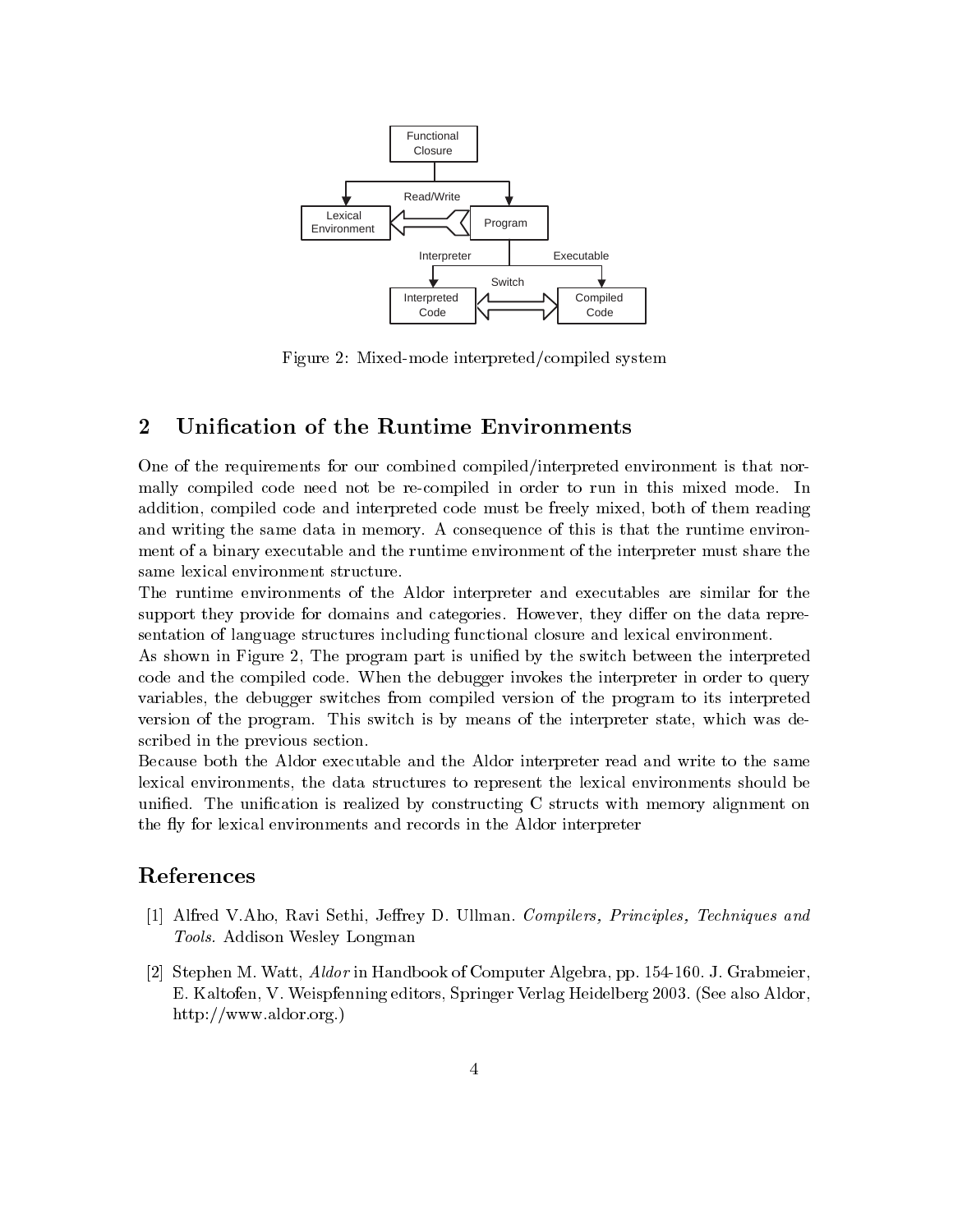Figure 2: Mixed-mode interpreted/compiled system

## 2 Unification of the Runtime Environments

One of the requirements for our combined compiled/interpreted environment is that normally compiled code need not be re-compiled in order to run in this mixed mode. In addition, compiled code and interpreted code must be freely mixed, both of them reading and writing the same data in memory. A consequence of this is that the runtime environment of a binary executable and the runtime environment of the interpreter must share the same lexical environment structure.

The runtime environments of the Aldor interpreter and executables are similar for the support they provide for domains and categories. However, they differ on the data representation of language structures including functional closure and lexical environment.

As shown in Figure 2, The program part is unified by the switch between the interpreted code and the compiled code. When the debugger invokes the interpreter in order to query variables, the debugger switches from compiled version of the program to its interpreted version of the program. This switch is by means of the interpreter state, which was described in the previous section.

Because both the Aldor executable and the Aldor interpreter read and write to the same lexical environments, the data structures to represent the lexical environments should be unified. The unification is realized by constructing C structs with memory alignment on the fly for lexical environments and records in the Aldor interpreter

## References

[1] Alfred V.Aho, Ravi Sethi, Jeffrey D. Ullman. *Compilers, Principles, Techniques and Tools.* Addison Wesley Longman

[2] Stephen M. Watt, *Aldor* in Handbook of Computer Algebra, pp. 154-160. J. Grabmeier, E. Kaltofen, V. Weispfenning editors, Springer Verlag Heidelberg 2003. (See also Aldor, http://www.aldor.org.)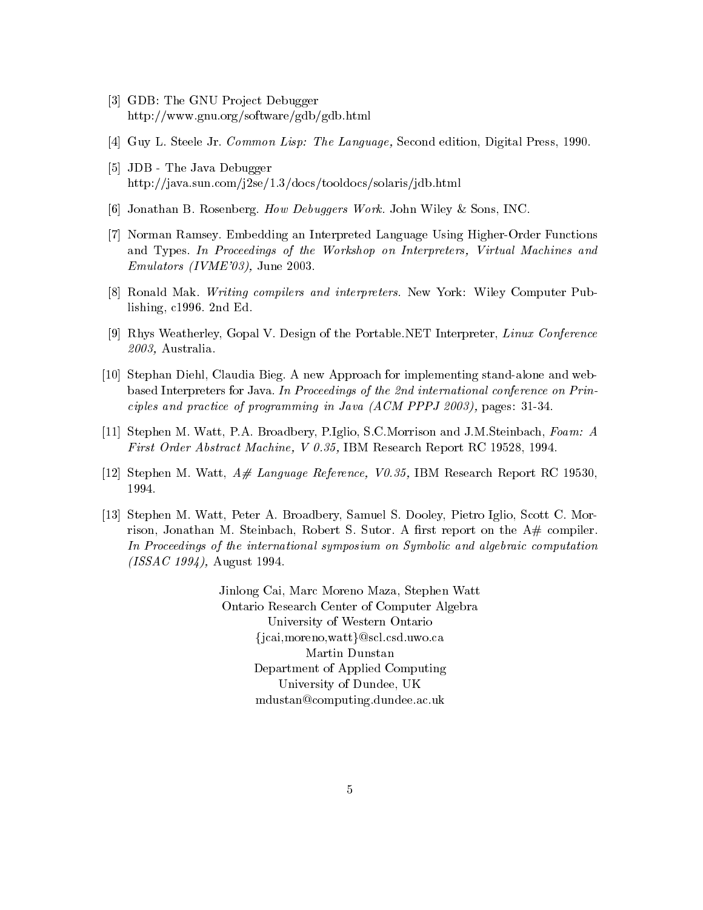[3] GDB: The GNU Project Debugger http://www.gnu.org/software/gdb/gdb.html

[4] Guy L. Steele Jr. *Common Lisp: The Language,* Second edition, Digital Press, 1990.

[5] JDB - The Java Debugger http://java.sun.com/j2se/1.3/docs/tooldocs/solaris/jdb.html

[6] Jonathan B. Rosenberg. *How Debuggers Work.* John Wiley & Sons, INC.

[7] Norman Ramsey. Embedding an Interpreted Language Using Higher-Order Functions and Types. *In Proceedings of the Workshop on Interpreters, Virtual Machines and Emulators (IVME'03),* June 2003.

[8] Ronald Mak. *Writing compilers and interpreters.* New York: Wiley Computer Publishing, c1996. 2nd Ed.

[9] Rhys Weatherley, Gopal V. Design of the Portable.NET Interpreter, *Linux Conference 2003,* Australia.

[10] Stephan Diehl, Claudia Bieg. A new Approach for implementing stand-alone and web-based Interpreters for Java. *In Proceedings of the 2nd international conference on Principles and practice of programming in Java (ACM PPPJ 2003),* pages: 31-34.

[11] Stephen M. Watt, P.A. Broadbery, P.Iglio, S.C.Morrison and J.M.Steinbach, *Foam: A First Order Abstract Machine, V 0.35,* IBM Research Report RC 19528, 1994.

[12] Stephen M. Watt, *A# Language Reference, V0.35,* IBM Research Report RC 19530, 1994.

[13] Stephen M. Watt, Peter A. Broadbery, Samuel S. Dooley, Pietro Iglio, Scott C. Morrison, Jonathan M. Steinbach, Robert S. Sutor. A first report on the A# compiler. *In Proceedings of the international symposium on Symbolic and algebraic computation (ISSAC 1994),* August 1994.

Jinlong Cai, Marc Moreno Maza, Stephen Watt
Ontario Research Center of Computer Algebra
University of Western Ontario
{jcai,moreno,watt}@scl.csd.uwo.ca
Martin Dunstan
Department of Applied Computing
University of Dundee, UK
mdustan@computing.dundee.ac.uk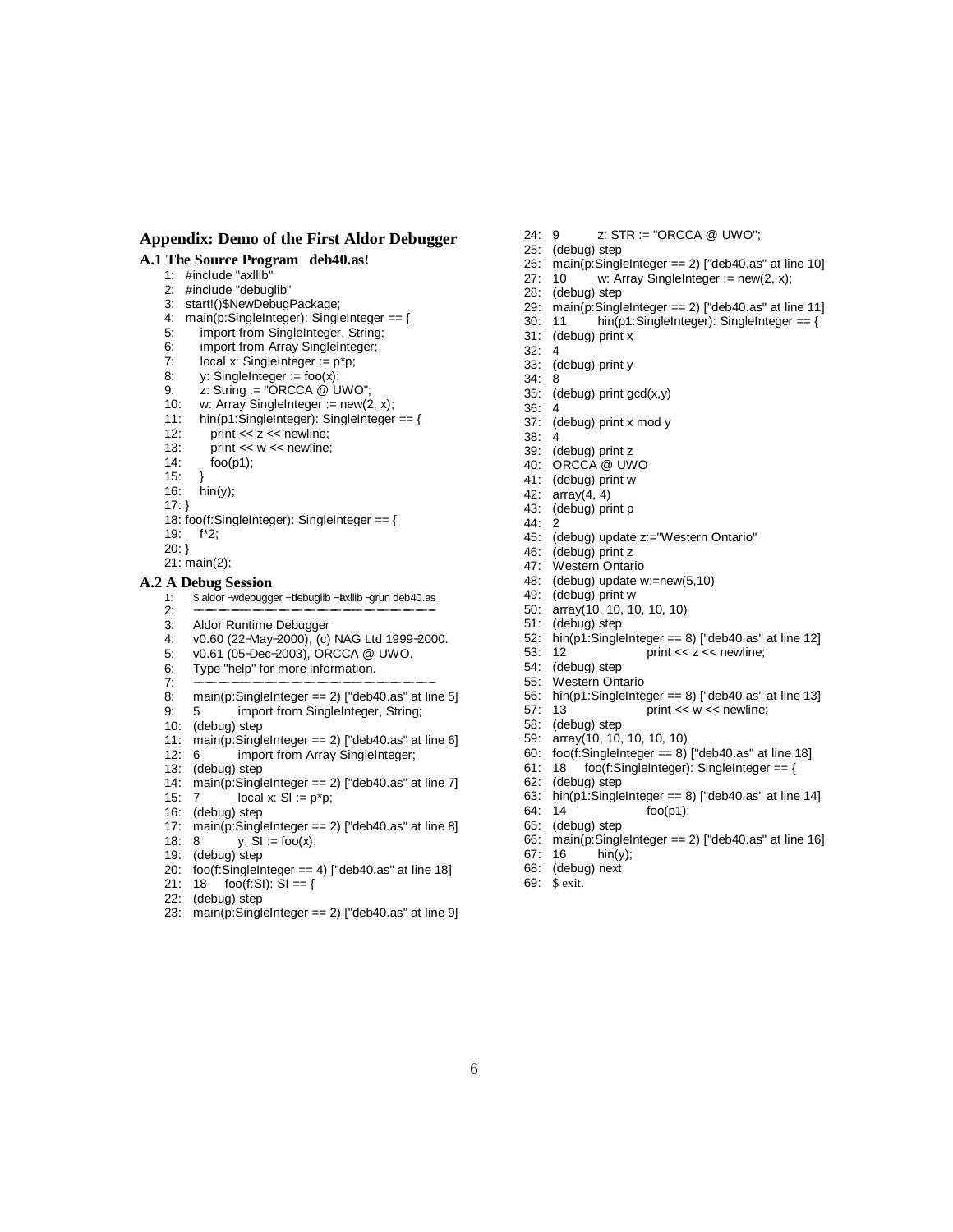## Appendix: Demo of the First Aldor Debugger

### A.1 The Source Program deb40.as!

```
1:  #include "axllib"
2:  #include "debuglib"
3:  start!()$NewDebugPackage;
4:  main(p:SingleInteger): SingleInteger == {
5:      import from SingleInteger, String;
6:      import from Array SingleInteger;
7:      local x: SingleInteger := p*p;
8:      y: SingleInteger := foo(x);
9:      z: String := "ORCCA @ UWO";
10:     w: Array SingleInteger := new(2, x);
11:     hin(p1:SingleInteger): SingleInteger == {
12:         print << z << newline;
13:         print << w << newline;
14:         foo(p1);
15:     }
16:     hin(y);
17: }
18: foo(f:SingleInteger): SingleInteger == {
19:     f*2;
20: }
21: main(2);
```

### A.2 A Debug Session

```
1:  $ aldor -wdebugger -ldebuglib -laxllib -grun deb40.as
2:  ------------------------------------------------------------
3:  Aldor Runtime Debugger
4:  v0.60 (22-May-2000), (c) NAG Ltd 1999-2000.
5:  v0.61 (05-Dec-2003), ORCCA @ UWO.
6:  Type "help" for more information.
7:  ------------------------------------------------------------
8:  main(p:SingleInteger == 2) ["deb40.as" at line 5]
9:  5        import from SingleInteger, String;
10: (debug) step
11: main(p:SingleInteger == 2) ["deb40.as" at line 6]
12: 6        import from Array SingleInteger;
13: (debug) step
14: main(p:SingleInteger == 2) ["deb40.as" at line 7]
15: 7        local x: SI := p*p;
16: (debug) step
17: main(p:SingleInteger == 2) ["deb40.as" at line 8]
18: 8        y: SI := foo(x);
19: (debug) step
20: foo(f:SingleInteger == 4) ["deb40.as" at line 18]
21: 18    foo(f:SI): SI == {
22: (debug) step
23: main(p:SingleInteger == 2) ["deb40.as" at line 9]
24: 9        z: STR := "ORCCA @ UWO";
25: (debug) step
26: main(p:SingleInteger == 2) ["deb40.as" at line 10]
27: 10       w: Array SingleInteger := new(2, x);
28: (debug) step
29: main(p:SingleInteger == 2) ["deb40.as" at line 11]
30: 11       hin(p1:SingleInteger): SingleInteger == {
31: (debug) print x
32: 4
33: (debug) print y
34: 8
35: (debug) print gcd(x,y)
36: 4
37: (debug) print x mod y
38: 4
39: (debug) print z
40: ORCCA @ UWO
41: (debug) print w
42: array(4, 4)
43: (debug) print p
44: 2
45: (debug) update z:="Western Ontario"
46: (debug) print z
47: Western Ontario
48: (debug) update w:=new(5,10)
49: (debug) print w
50: array(10, 10, 10, 10, 10)
51: (debug) step
52: hin(p1:SingleInteger == 8) ["deb40.as" at line 12]
53: 12               print << z << newline;
54: (debug) step
55: Western Ontario
56: hin(p1:SingleInteger == 8) ["deb40.as" at line 13]
57: 13               print << w << newline;
58: (debug) step
59: array(10, 10, 10, 10, 10)
60: foo(f:SingleInteger == 8) ["deb40.as" at line 18]
61: 18    foo(f:SingleInteger): SingleInteger == {
62: (debug) step
63: hin(p1:SingleInteger == 8) ["deb40.as" at line 14]
64: 14               foo(p1);
65: (debug) step
66: main(p:SingleInteger == 2) ["deb40.as" at line 16]
67: 16       hin(y);
68: (debug) next
69: $ exit.
```